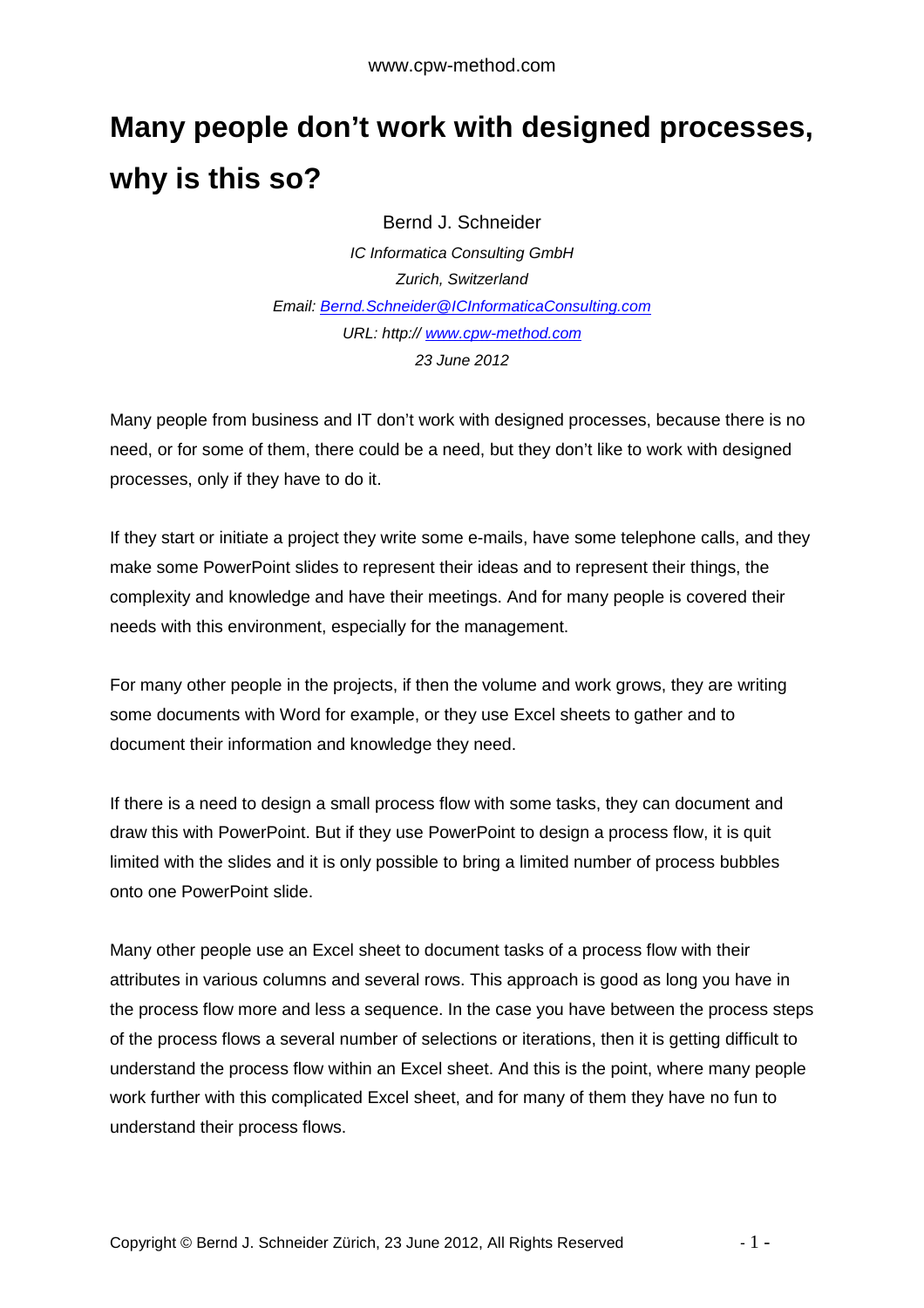# Many people don't work with designed processes, why is this so?

Bernd J. Schneider

*IC Informatica Consulting GmbH*
*Zurich, Switzerland*
*Email: [Bernd.Schneider@ICInformaticaConsulting.com](mailto:Bernd.Schneider@ICInformaticaConsulting.com)*
*URL: http:// [www.cpw-method.com](http://www.cpw-method.com)*
*23 June 2012*

Many people from business and IT don't work with designed processes, because there is no need, or for some of them, there could be a need, but they don't like to work with designed processes, only if they have to do it.

If they start or initiate a project they write some e-mails, have some telephone calls, and they make some PowerPoint slides to represent their ideas and to represent their things, the complexity and knowledge and have their meetings. And for many people is covered their needs with this environment, especially for the management.

For many other people in the projects, if then the volume and work grows, they are writing some documents with Word for example, or they use Excel sheets to gather and to document their information and knowledge they need.

If there is a need to design a small process flow with some tasks, they can document and draw this with PowerPoint. But if they use PowerPoint to design a process flow, it is quit limited with the slides and it is only possible to bring a limited number of process bubbles onto one PowerPoint slide.

Many other people use an Excel sheet to document tasks of a process flow with their attributes in various columns and several rows. This approach is good as long you have in the process flow more and less a sequence. In the case you have between the process steps of the process flows a several number of selections or iterations, then it is getting difficult to understand the process flow within an Excel sheet. And this is the point, where many people work further with this complicated Excel sheet, and for many of them they have no fun to understand their process flows.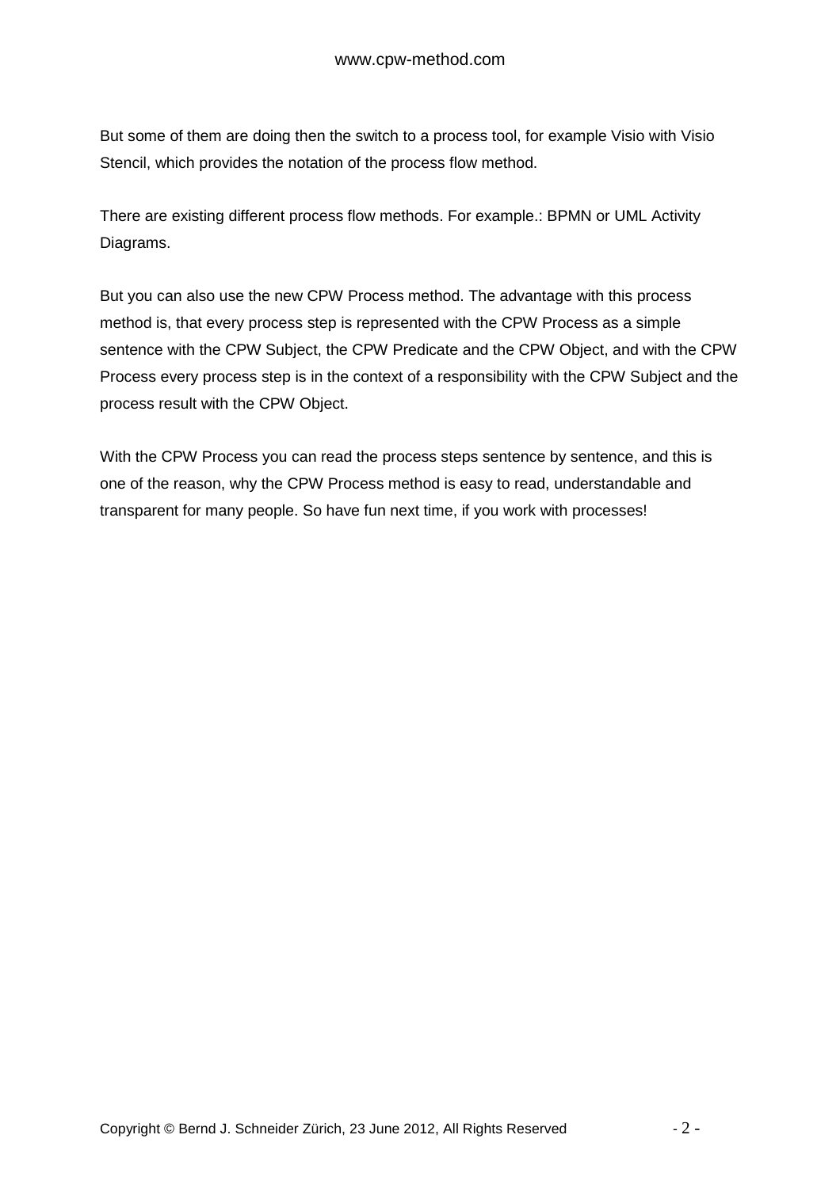But some of them are doing then the switch to a process tool, for example Visio with Visio Stencil, which provides the notation of the process flow method.

There are existing different process flow methods. For example.: BPMN or UML Activity Diagrams.

But you can also use the new CPW Process method. The advantage with this process method is, that every process step is represented with the CPW Process as a simple sentence with the CPW Subject, the CPW Predicate and the CPW Object, and with the CPW Process every process step is in the context of a responsibility with the CPW Subject and the process result with the CPW Object.

With the CPW Process you can read the process steps sentence by sentence, and this is one of the reason, why the CPW Process method is easy to read, understandable and transparent for many people. So have fun next time, if you work with processes!

Copyright © Bernd J. Schneider Zürich, 23 June 2012, All Rights Reserved